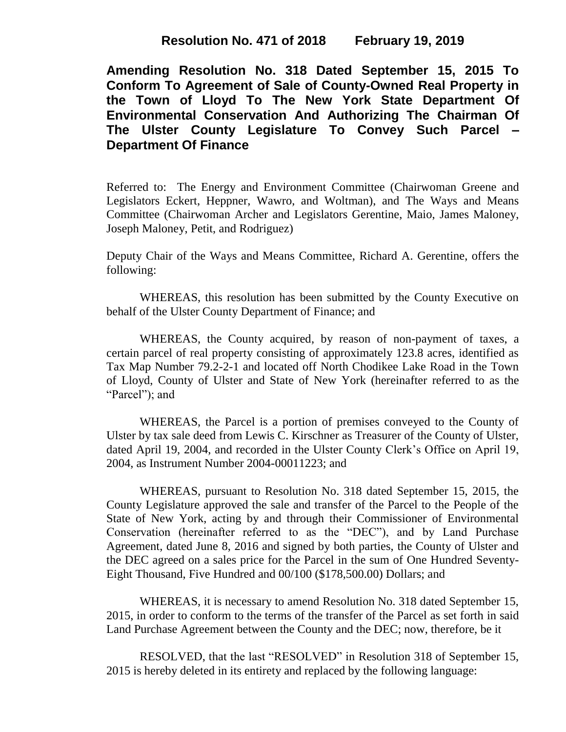**Resolution No. 471 of 2018 February 19, 2019**

# Amending Resolution No. 318 Dated September 15, 2015 To Conform To Agreement of Sale of County-Owned Real Property in the Town of Lloyd To The New York State Department Of Environmental Conservation And Authorizing The Chairman Of The Ulster County Legislature To Convey Such Parcel – Department Of Finance

Referred to: The Energy and Environment Committee (Chairwoman Greene and Legislators Eckert, Heppner, Wawro, and Woltman), and The Ways and Means Committee (Chairwoman Archer and Legislators Gerentine, Maio, James Maloney, Joseph Maloney, Petit, and Rodriguez)

Deputy Chair of the Ways and Means Committee, Richard A. Gerentine, offers the following:

WHEREAS, this resolution has been submitted by the County Executive on behalf of the Ulster County Department of Finance; and

WHEREAS, the County acquired, by reason of non-payment of taxes, a certain parcel of real property consisting of approximately 123.8 acres, identified as Tax Map Number 79.2-2-1 and located off North Chodikee Lake Road in the Town of Lloyd, County of Ulster and State of New York (hereinafter referred to as the "Parcel"); and

WHEREAS, the Parcel is a portion of premises conveyed to the County of Ulster by tax sale deed from Lewis C. Kirschner as Treasurer of the County of Ulster, dated April 19, 2004, and recorded in the Ulster County Clerk's Office on April 19, 2004, as Instrument Number 2004-00011223; and

WHEREAS, pursuant to Resolution No. 318 dated September 15, 2015, the County Legislature approved the sale and transfer of the Parcel to the People of the State of New York, acting by and through their Commissioner of Environmental Conservation (hereinafter referred to as the "DEC"), and by Land Purchase Agreement, dated June 8, 2016 and signed by both parties, the County of Ulster and the DEC agreed on a sales price for the Parcel in the sum of One Hundred Seventy-Eight Thousand, Five Hundred and 00/100 ($178,500.00) Dollars; and

WHEREAS, it is necessary to amend Resolution No. 318 dated September 15, 2015, in order to conform to the terms of the transfer of the Parcel as set forth in said Land Purchase Agreement between the County and the DEC; now, therefore, be it

RESOLVED, that the last "RESOLVED" in Resolution 318 of September 15, 2015 is hereby deleted in its entirety and replaced by the following language: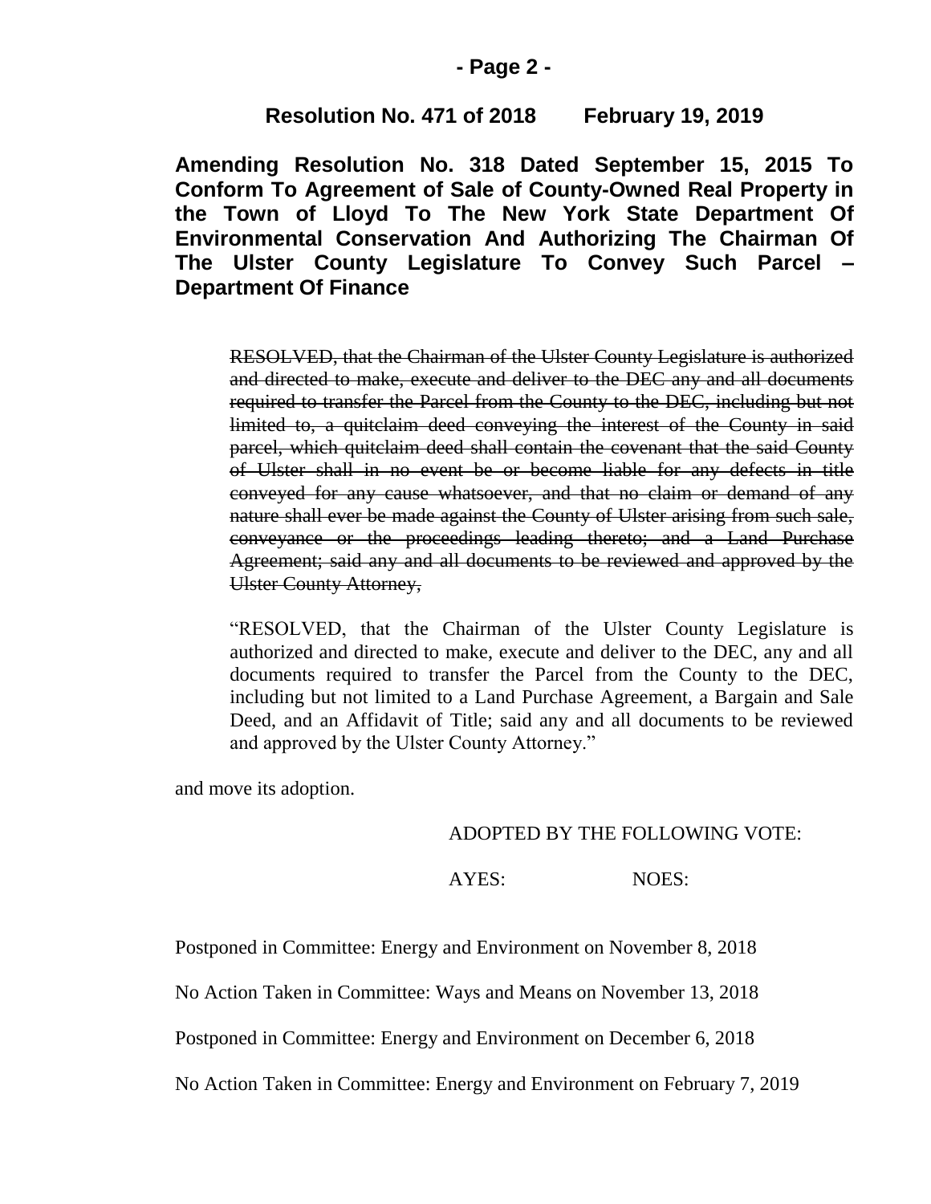**Resolution No. 471 of 2018 February 19, 2019**

**Amending Resolution No. 318 Dated September 15, 2015 To Conform To Agreement of Sale of County-Owned Real Property in the Town of Lloyd To The New York State Department Of Environmental Conservation And Authorizing The Chairman Of The Ulster County Legislature To Convey Such Parcel – Department Of Finance**

~~RESOLVED, that the Chairman of the Ulster County Legislature is authorized and directed to make, execute and deliver to the DEC any and all documents required to transfer the Parcel from the County to the DEC, including but not limited to, a quitclaim deed conveying the interest of the County in said parcel, which quitclaim deed shall contain the covenant that the said County of Ulster shall in no event be or become liable for any defects in title conveyed for any cause whatsoever, and that no claim or demand of any nature shall ever be made against the County of Ulster arising from such sale, conveyance or the proceedings leading thereto; and a Land Purchase Agreement; said any and all documents to be reviewed and approved by the Ulster County Attorney,~~

"RESOLVED, that the Chairman of the Ulster County Legislature is authorized and directed to make, execute and deliver to the DEC, any and all documents required to transfer the Parcel from the County to the DEC, including but not limited to a Land Purchase Agreement, a Bargain and Sale Deed, and an Affidavit of Title; said any and all documents to be reviewed and approved by the Ulster County Attorney."

and move its adoption.

ADOPTED BY THE FOLLOWING VOTE:

AYES: NOES:

Postponed in Committee: Energy and Environment on November 8, 2018

No Action Taken in Committee: Ways and Means on November 13, 2018

Postponed in Committee: Energy and Environment on December 6, 2018

No Action Taken in Committee: Energy and Environment on February 7, 2019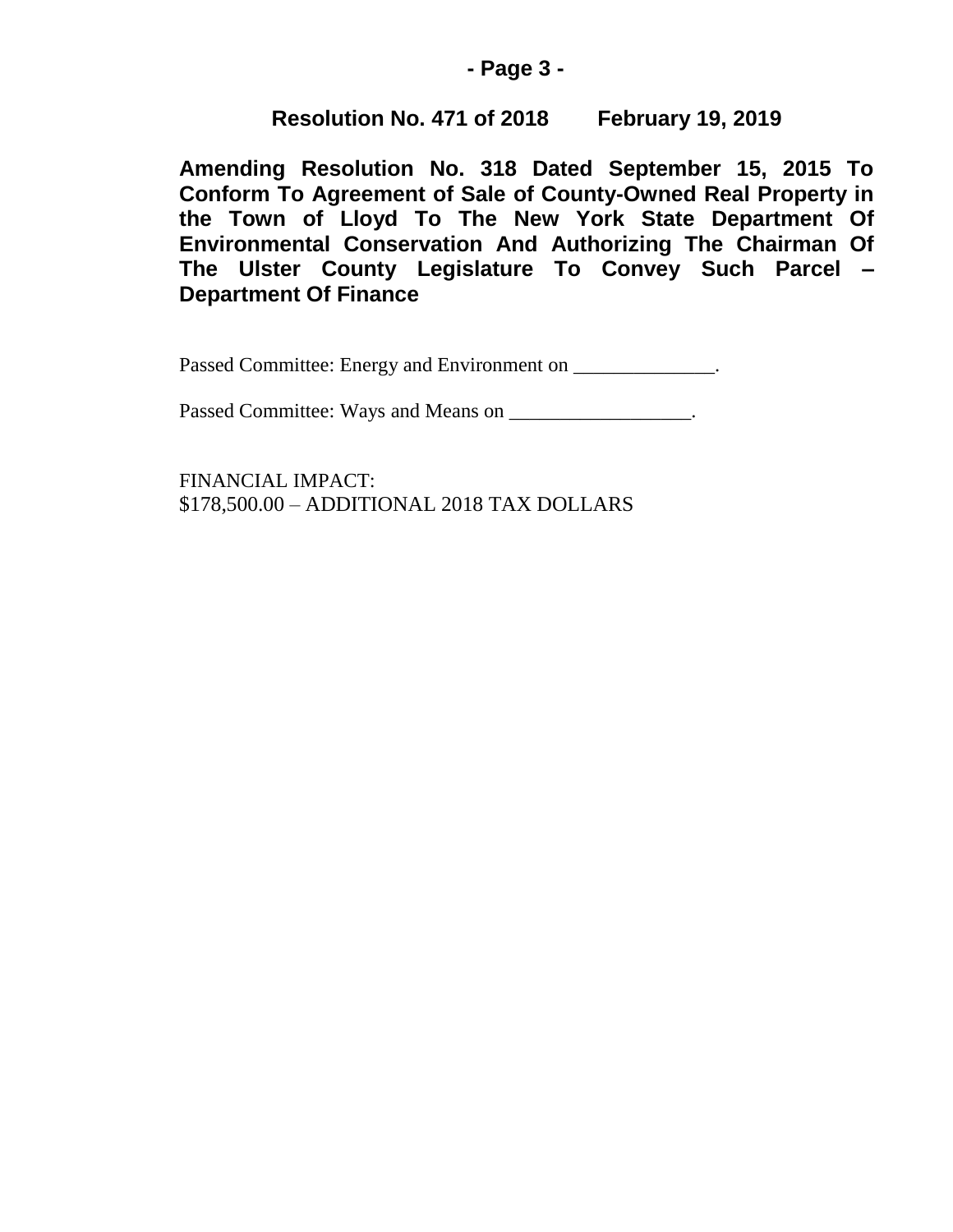**Resolution No. 471 of 2018 February 19, 2019**

**Amending Resolution No. 318 Dated September 15, 2015 To Conform To Agreement of Sale of County-Owned Real Property in the Town of Lloyd To The New York State Department Of Environmental Conservation And Authorizing The Chairman Of The Ulster County Legislature To Convey Such Parcel – Department Of Finance**

Passed Committee: Energy and Environment on ______________.

Passed Committee: Ways and Means on __________________.

FINANCIAL IMPACT:
$178,500.00 – ADDITIONAL 2018 TAX DOLLARS